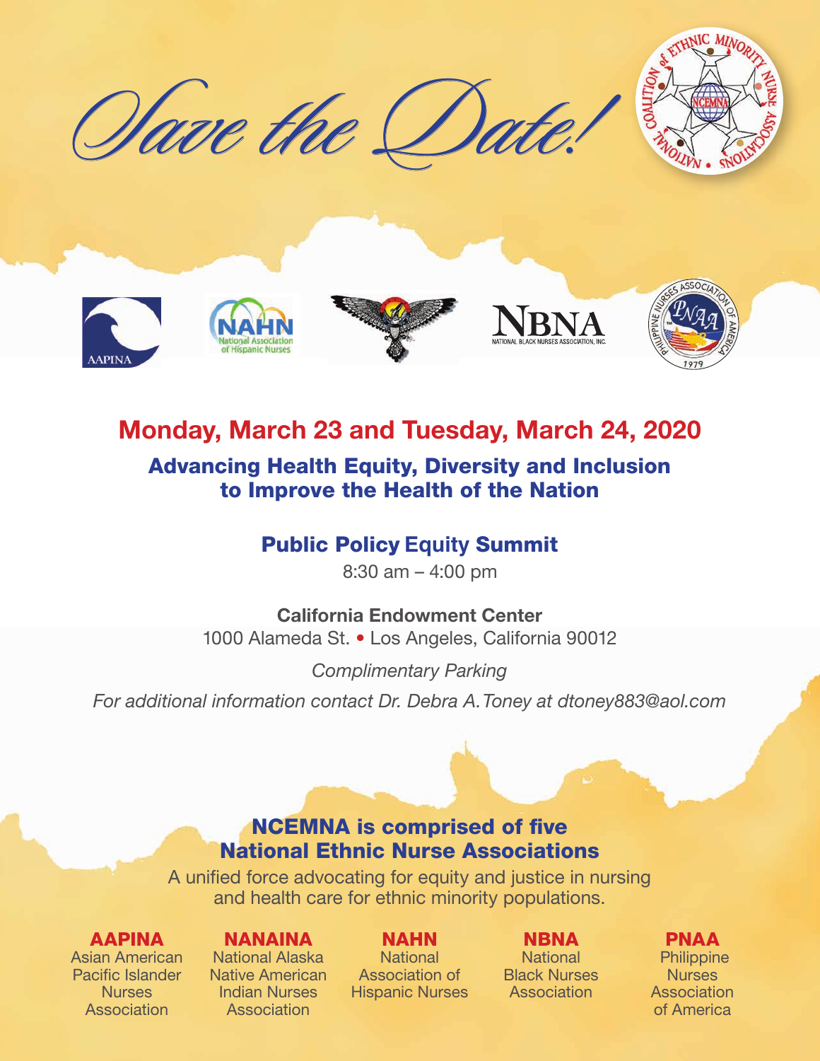# Save the Date!

## Monday, March 23 and Tuesday, March 24, 2020

### Advancing Health Equity, Diversity and Inclusion to Improve the Health of the Nation

### Public Policy Equity Summit

8:30 am – 4:00 pm

**California Endowment Center**
1000 Alameda St. • Los Angeles, California 90012

*Complimentary Parking*

*For additional information contact Dr. Debra A. Toney at dtoney883@aol.com*

### NCEMNA is comprised of five National Ethnic Nurse Associations

A unified force advocating for equity and justice in nursing and health care for ethnic minority populations.

**AAPINA**
Asian American Pacific Islander Nurses Association

**NANAINA**
National Alaska Native American Indian Nurses Association

**NAHN**
National Association of Hispanic Nurses

**NBNA**
National Black Nurses Association

**PNAA**
Philippine Nurses Association of America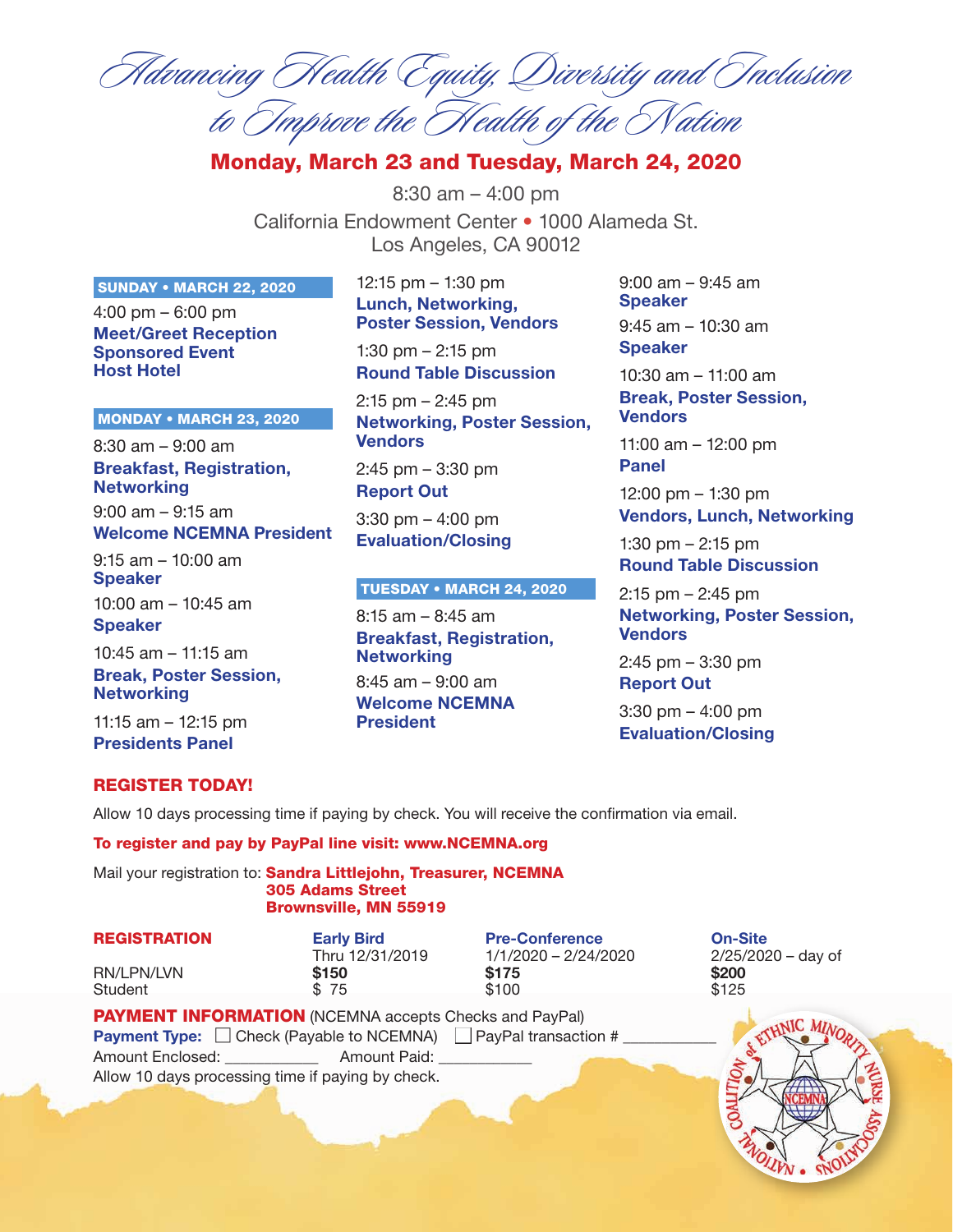# *Advancing Health Equity, Diversity and Inclusion to Improve the Health of the Nation*

## Monday, March 23 and Tuesday, March 24, 2020

8:30 am – 4:00 pm

California Endowment Center • 1000 Alameda St.
Los Angeles, CA 90012

### SUNDAY • MARCH 22, 2020

4:00 pm – 6:00 pm
**Meet/Greet Reception Sponsored Event Host Hotel**

### MONDAY • MARCH 23, 2020

8:30 am – 9:00 am
**Breakfast, Registration, Networking**

9:00 am – 9:15 am
**Welcome NCEMNA President**

9:15 am – 10:00 am
**Speaker**

10:00 am – 10:45 am
**Speaker**

10:45 am – 11:15 am
**Break, Poster Session, Networking**

11:15 am – 12:15 pm
**Presidents Panel**

12:15 pm – 1:30 pm
**Lunch, Networking, Poster Session, Vendors**

1:30 pm – 2:15 pm
**Round Table Discussion**

2:15 pm – 2:45 pm
**Networking, Poster Session, Vendors**

2:45 pm – 3:30 pm
**Report Out**

3:30 pm – 4:00 pm
**Evaluation/Closing**

### TUESDAY • MARCH 24, 2020

8:15 am – 8:45 am
**Breakfast, Registration, Networking**

8:45 am – 9:00 am
**Welcome NCEMNA President**

9:00 am – 9:45 am
**Speaker**

9:45 am – 10:30 am
**Speaker**

10:30 am – 11:00 am
**Break, Poster Session, Vendors**

11:00 am – 12:00 pm
**Panel**

12:00 pm – 1:30 pm
**Vendors, Lunch, Networking**

1:30 pm – 2:15 pm
**Round Table Discussion**

2:15 pm – 2:45 pm
**Networking, Poster Session, Vendors**

2:45 pm – 3:30 pm
**Report Out**

3:30 pm – 4:00 pm
**Evaluation/Closing**

## REGISTER TODAY!

Allow 10 days processing time if paying by check. You will receive the confirmation via email.

**To register and pay by PayPal line visit: www.NCEMNA.org**

Mail your registration to: **Sandra Littlejohn, Treasurer, NCEMNA**
**305 Adams Street**
**Brownsville, MN 55919**

| REGISTRATION | Early Bird Thru 12/31/2019 | Pre-Conference 1/1/2020 – 2/24/2020 | On-Site 2/25/2020 – day of |
|---|---|---|---|
| RN/LPN/LVN | **$150** | **$175** | **$200** |
| Student | $ 75 | $100 | $125 |

**PAYMENT INFORMATION** (NCEMNA accepts Checks and PayPal)

**Payment Type:** ☐ Check (Payable to NCEMNA) ☐ PayPal transaction # ___________

Amount Enclosed: ___________ Amount Paid: ___________

Allow 10 days processing time if paying by check.

NATIONAL COALITION of ETHNIC MINORITY NURSE ASSOCIATIONS
NCEMNA